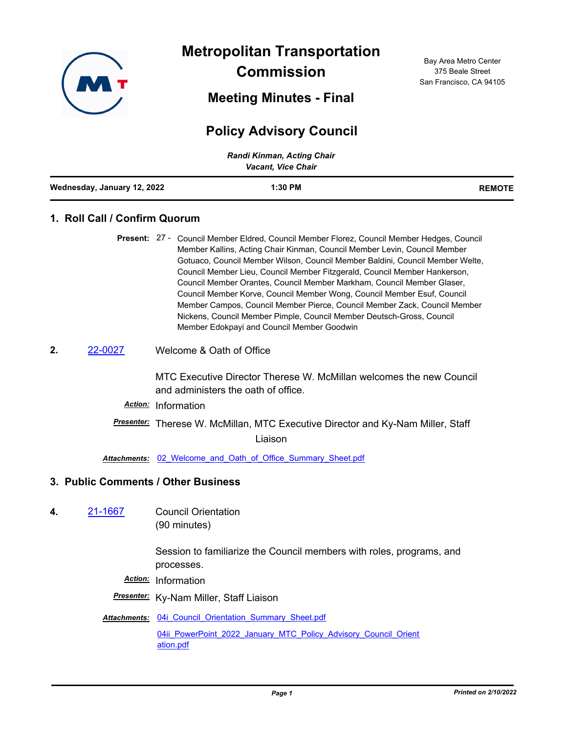# Metropolitan Transportation Commission

Bay Area Metro Center
375 Beale Street
San Francisco, CA 94105

## Meeting Minutes - Final

## Policy Advisory Council

*Randi Kinman, Acting Chair*
*Vacant, Vice Chair*

**Wednesday, January 12, 2022** — **1:30 PM** — **REMOTE**

### 1. Roll Call / Confirm Quorum

**Present:** 27 - Council Member Eldred, Council Member Florez, Council Member Hedges, Council Member Kallins, Acting Chair Kinman, Council Member Levin, Council Member Gotuaco, Council Member Wilson, Council Member Baldini, Council Member Welte, Council Member Lieu, Council Member Fitzgerald, Council Member Hankerson, Council Member Orantes, Council Member Markham, Council Member Glaser, Council Member Korve, Council Member Wong, Council Member Esuf, Council Member Campos, Council Member Pierce, Council Member Zack, Council Member Nickens, Council Member Pimple, Council Member Deutsch-Gross, Council Member Edokpayi and Council Member Goodwin

**2.** 22-0027 Welcome & Oath of Office

MTC Executive Director Therese W. McMillan welcomes the new Council and administers the oath of office.

***Action:*** Information

***Presenter:*** Therese W. McMillan, MTC Executive Director and Ky-Nam Miller, Staff Liaison

***Attachments:*** 02_Welcome_and_Oath_of_Office_Summary_Sheet.pdf

### 3. Public Comments / Other Business

**4.** 21-1667 Council Orientation
(90 minutes)

Session to familiarize the Council members with roles, programs, and processes.

***Action:*** Information

***Presenter:*** Ky-Nam Miller, Staff Liaison

***Attachments:*** 04i_Council_Orientation_Summary_Sheet.pdf

04ii_PowerPoint_2022_January_MTC_Policy_Advisory_Council_Orientation.pdf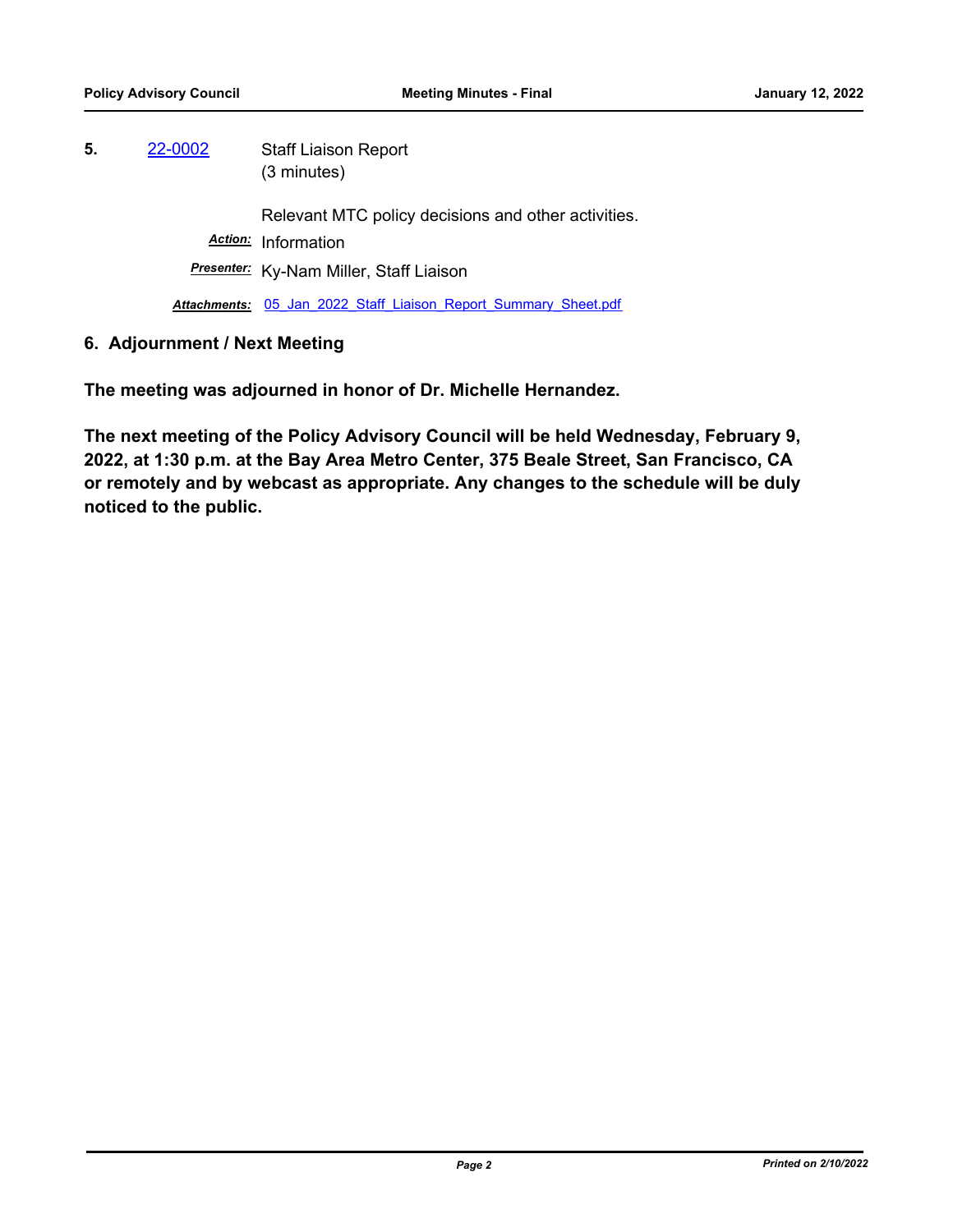**5.** [22-0002] Staff Liaison Report
(3 minutes)

Relevant MTC policy decisions and other activities.

***Action:*** Information

***Presenter:*** Ky-Nam Miller, Staff Liaison

***Attachments:*** 05_Jan_2022_Staff_Liaison_Report_Summary_Sheet.pdf

## 6. Adjournment / Next Meeting

**The meeting was adjourned in honor of Dr. Michelle Hernandez.**

**The next meeting of the Policy Advisory Council will be held Wednesday, February 9, 2022, at 1:30 p.m. at the Bay Area Metro Center, 375 Beale Street, San Francisco, CA or remotely and by webcast as appropriate. Any changes to the schedule will be duly noticed to the public.**